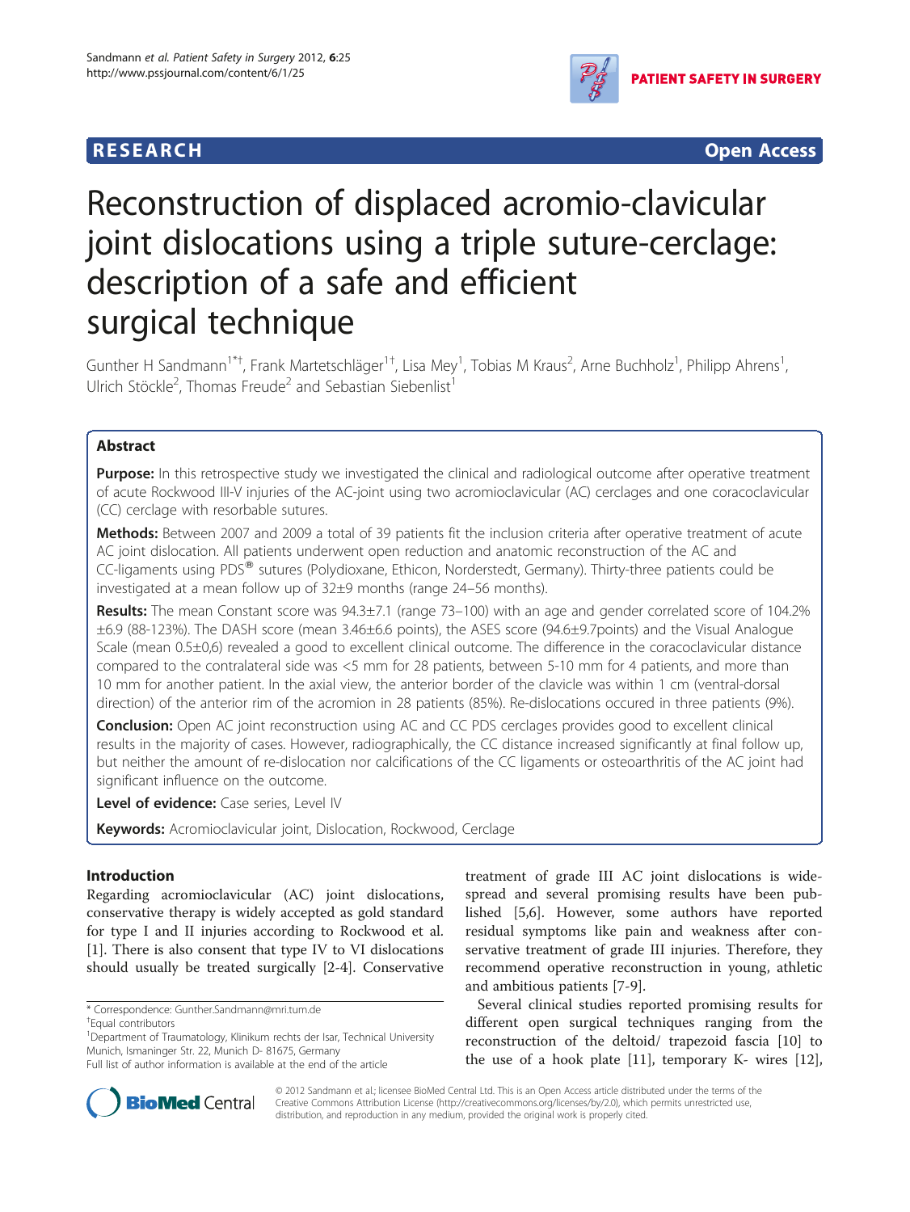RESEARCH Open Access

# Reconstruction of displaced acromio-clavicular joint dislocations using a triple suture-cerclage: description of a safe and efficient surgical technique

Gunther H Sandmann[1*†], Frank Martetschläger[1†], Lisa Mey[1], Tobias M Kraus[2], Arne Buchholz[1], Philipp Ahrens[1], Ulrich Stöckle[2], Thomas Freude[2] and Sebastian Siebenlist[1]

## Abstract

**Purpose:** In this retrospective study we investigated the clinical and radiological outcome after operative treatment of acute Rockwood III-V injuries of the AC-joint using two acromioclavicular (AC) cerclages and one coracoclavicular (CC) cerclage with resorbable sutures.

**Methods:** Between 2007 and 2009 a total of 39 patients fit the inclusion criteria after operative treatment of acute AC joint dislocation. All patients underwent open reduction and anatomic reconstruction of the AC and CC-ligaments using PDS® sutures (Polydioxane, Ethicon, Norderstedt, Germany). Thirty-three patients could be investigated at a mean follow up of 32±9 months (range 24–56 months).

**Results:** The mean Constant score was 94.3±7.1 (range 73–100) with an age and gender correlated score of 104.2% ±6.9 (88-123%). The DASH score (mean 3.46±6.6 points), the ASES score (94.6±9.7points) and the Visual Analogue Scale (mean 0.5±0,6) revealed a good to excellent clinical outcome. The difference in the coracoclavicular distance compared to the contralateral side was <5 mm for 28 patients, between 5-10 mm for 4 patients, and more than 10 mm for another patient. In the axial view, the anterior border of the clavicle was within 1 cm (ventral-dorsal direction) of the anterior rim of the acromion in 28 patients (85%). Re-dislocations occured in three patients (9%).

**Conclusion:** Open AC joint reconstruction using AC and CC PDS cerclages provides good to excellent clinical results in the majority of cases. However, radiographically, the CC distance increased significantly at final follow up, but neither the amount of re-dislocation nor calcifications of the CC ligaments or osteoarthritis of the AC joint had significant influence on the outcome.

**Level of evidence:** Case series, Level IV

**Keywords:** Acromioclavicular joint, Dislocation, Rockwood, Cerclage

## Introduction

Regarding acromioclavicular (AC) joint dislocations, conservative therapy is widely accepted as gold standard for type I and II injuries according to Rockwood et al. [1]. There is also consent that type IV to VI dislocations should usually be treated surgically [2-4]. Conservative treatment of grade III AC joint dislocations is widespread and several promising results have been published [5,6]. However, some authors have reported residual symptoms like pain and weakness after conservative treatment of grade III injuries. Therefore, they recommend operative reconstruction in young, athletic and ambitious patients [7-9].

Several clinical studies reported promising results for different open surgical techniques ranging from the reconstruction of the deltoid/ trapezoid fascia [10] to the use of a hook plate [11], temporary K- wires [12],

\* Correspondence: Gunther.Sandmann@mri.tum.de
†Equal contributors
[1]Department of Traumatology, Klinikum rechts der Isar, Technical University Munich, Ismaninger Str. 22, Munich D- 81675, Germany
Full list of author information is available at the end of the article

© 2012 Sandmann et al.; licensee BioMed Central Ltd. This is an Open Access article distributed under the terms of the Creative Commons Attribution License (http://creativecommons.org/licenses/by/2.0), which permits unrestricted use, distribution, and reproduction in any medium, provided the original work is properly cited.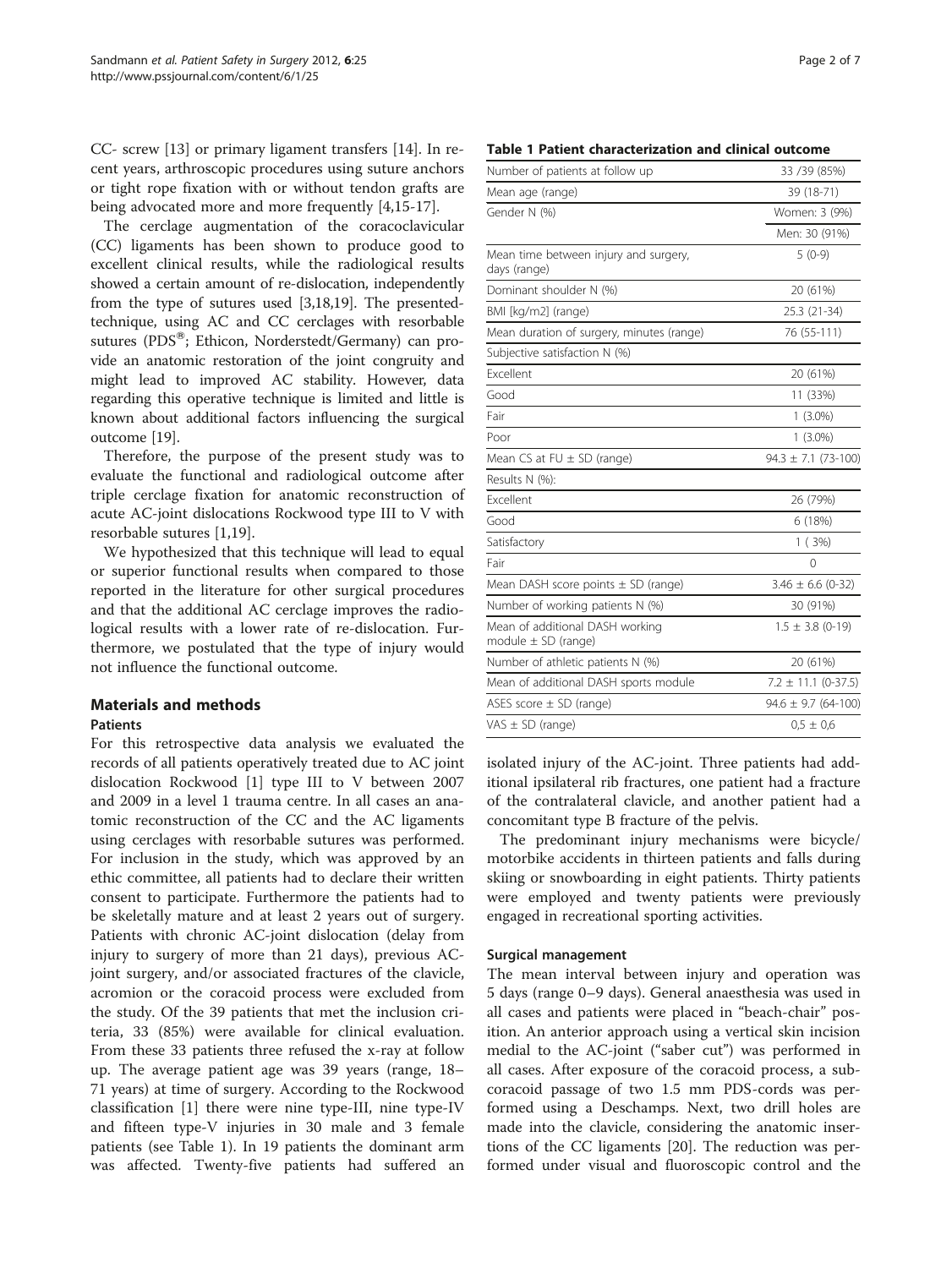CC- screw [13] or primary ligament transfers [14]. In recent years, arthroscopic procedures using suture anchors or tight rope fixation with or without tendon grafts are being advocated more and more frequently [4,15-17].

The cerclage augmentation of the coracoclavicular (CC) ligaments has been shown to produce good to excellent clinical results, while the radiological results showed a certain amount of re-dislocation, independently from the type of sutures used [3,18,19]. The presented-technique, using AC and CC cerclages with resorbable sutures (PDS®; Ethicon, Norderstedt/Germany) can provide an anatomic restoration of the joint congruity and might lead to improved AC stability. However, data regarding this operative technique is limited and little is known about additional factors influencing the surgical outcome [19].

Therefore, the purpose of the present study was to evaluate the functional and radiological outcome after triple cerclage fixation for anatomic reconstruction of acute AC-joint dislocations Rockwood type III to V with resorbable sutures [1,19].

We hypothesized that this technique will lead to equal or superior functional results when compared to those reported in the literature for other surgical procedures and that the additional AC cerclage improves the radiological results with a lower rate of re-dislocation. Furthermore, we postulated that the type of injury would not influence the functional outcome.

## Materials and methods

### Patients

For this retrospective data analysis we evaluated the records of all patients operatively treated due to AC joint dislocation Rockwood [1] type III to V between 2007 and 2009 in a level 1 trauma centre. In all cases an anatomic reconstruction of the CC and the AC ligaments using cerclages with resorbable sutures was performed. For inclusion in the study, which was approved by an ethic committee, all patients had to declare their written consent to participate. Furthermore the patients had to be skeletally mature and at least 2 years out of surgery. Patients with chronic AC-joint dislocation (delay from injury to surgery of more than 21 days), previous AC-joint surgery, and/or associated fractures of the clavicle, acromion or the coracoid process were excluded from the study. Of the 39 patients that met the inclusion criteria, 33 (85%) were available for clinical evaluation. From these 33 patients three refused the x-ray at follow up. The average patient age was 39 years (range, 18–71 years) at time of surgery. According to the Rockwood classification [1] there were nine type-III, nine type-IV and fifteen type-V injuries in 30 male and 3 female patients (see Table 1). In 19 patients the dominant arm was affected. Twenty-five patients had suffered an isolated injury of the AC-joint. Three patients had additional ipsilateral rib fractures, one patient had a fracture of the contralateral clavicle, and another patient had a concomitant type B fracture of the pelvis.

**Table 1 Patient characterization and clinical outcome**

| | |
|---|---|
| Number of patients at follow up | 33 /39 (85%) |
| Mean age (range) | 39 (18-71) |
| Gender N (%) | Women: 3 (9%) |
| | Men: 30 (91%) |
| Mean time between injury and surgery, days (range) | 5 (0-9) |
| Dominant shoulder N (%) | 20 (61%) |
| BMI [kg/m2] (range) | 25.3 (21-34) |
| Mean duration of surgery, minutes (range) | 76 (55-111) |
| Subjective satisfaction N (%) | |
| Excellent | 20 (61%) |
| Good | 11 (33%) |
| Fair | 1 (3.0%) |
| Poor | 1 (3.0%) |
| Mean CS at FU ± SD (range) | 94.3 ± 7.1 (73-100) |
| Results N (%): | |
| Excellent | 26 (79%) |
| Good | 6 (18%) |
| Satisfactory | 1 ( 3%) |
| Fair | 0 |
| Mean DASH score points ± SD (range) | 3.46 ± 6.6 (0-32) |
| Number of working patients N (%) | 30 (91%) |
| Mean of additional DASH working module ± SD (range) | 1.5 ± 3.8 (0-19) |
| Number of athletic patients N (%) | 20 (61%) |
| Mean of additional DASH sports module | 7.2 ± 11.1 (0-37.5) |
| ASES score ± SD (range) | 94.6 ± 9.7 (64-100) |
| VAS ± SD (range) | 0,5 ± 0,6 |

The predominant injury mechanisms were bicycle/motorbike accidents in thirteen patients and falls during skiing or snowboarding in eight patients. Thirty patients were employed and twenty patients were previously engaged in recreational sporting activities.

### Surgical management

The mean interval between injury and operation was 5 days (range 0–9 days). General anaesthesia was used in all cases and patients were placed in "beach-chair" position. An anterior approach using a vertical skin incision medial to the AC-joint ("saber cut") was performed in all cases. After exposure of the coracoid process, a subcoracoid passage of two 1.5 mm PDS-cords was performed using a Deschamps. Next, two drill holes are made into the clavicle, considering the anatomic insertions of the CC ligaments [20]. The reduction was performed under visual and fluoroscopic control and the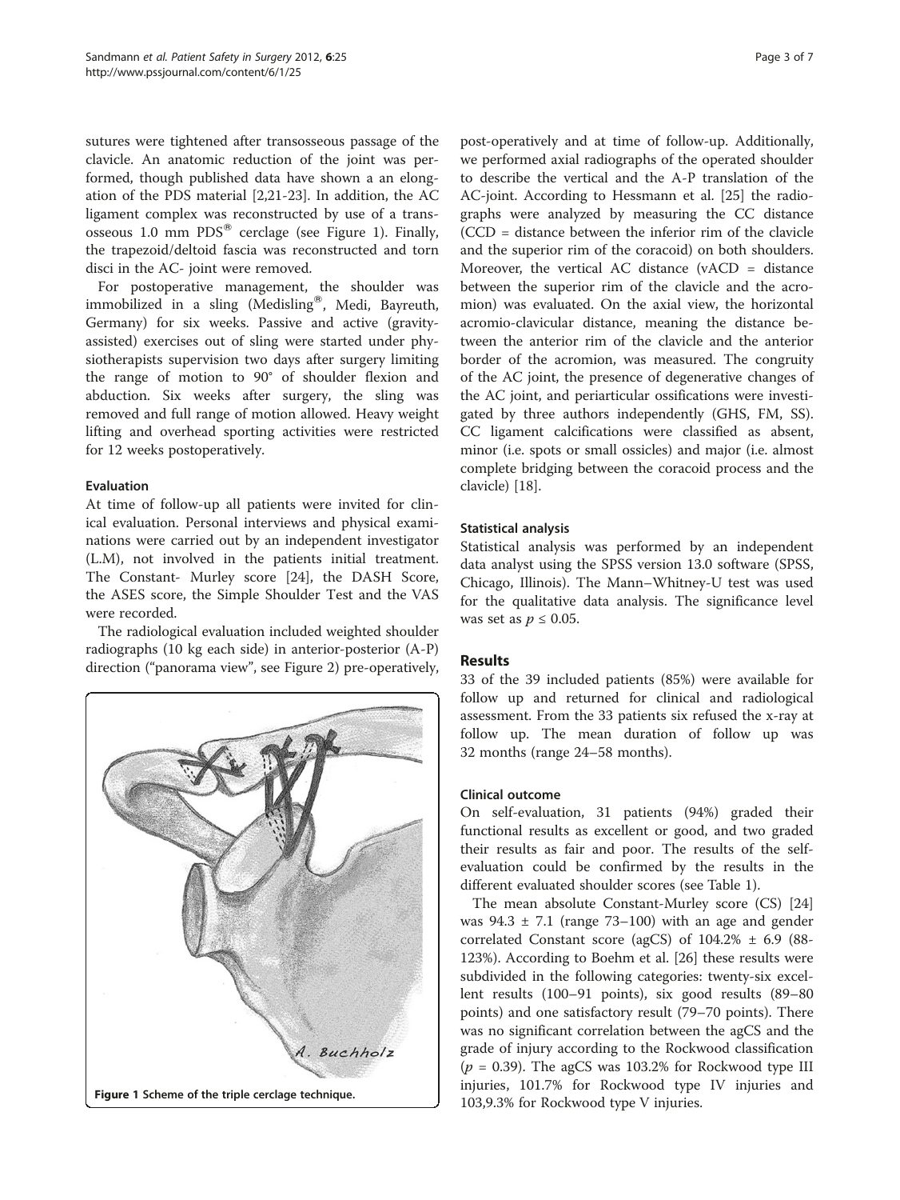sutures were tightened after transosseous passage of the clavicle. An anatomic reduction of the joint was performed, though published data have shown a an elongation of the PDS material [2,21-23]. In addition, the AC ligament complex was reconstructed by use of a transosseous 1.0 mm PDS® cerclage (see Figure 1). Finally, the trapezoid/deltoid fascia was reconstructed and torn disci in the AC- joint were removed.

For postoperative management, the shoulder was immobilized in a sling (Medisling®, Medi, Bayreuth, Germany) for six weeks. Passive and active (gravity-assisted) exercises out of sling were started under physiotherapists supervision two days after surgery limiting the range of motion to 90° of shoulder flexion and abduction. Six weeks after surgery, the sling was removed and full range of motion allowed. Heavy weight lifting and overhead sporting activities were restricted for 12 weeks postoperatively.

### Evaluation

At time of follow-up all patients were invited for clinical evaluation. Personal interviews and physical examinations were carried out by an independent investigator (L.M), not involved in the patients initial treatment. The Constant- Murley score [24], the DASH Score, the ASES score, the Simple Shoulder Test and the VAS were recorded.

The radiological evaluation included weighted shoulder radiographs (10 kg each side) in anterior-posterior (A-P) direction ("panorama view", see Figure 2) pre-operatively, post-operatively and at time of follow-up. Additionally, we performed axial radiographs of the operated shoulder to describe the vertical and the A-P translation of the AC-joint. According to Hessmann et al. [25] the radiographs were analyzed by measuring the CC distance (CCD = distance between the inferior rim of the clavicle and the superior rim of the coracoid) on both shoulders. Moreover, the vertical AC distance (vACD = distance between the superior rim of the clavicle and the acromion) was evaluated. On the axial view, the horizontal acromio-clavicular distance, meaning the distance between the anterior rim of the clavicle and the anterior border of the acromion, was measured. The congruity of the AC joint, the presence of degenerative changes of the AC joint, and periarticular ossifications were investigated by three authors independently (GHS, FM, SS). CC ligament calcifications were classified as absent, minor (i.e. spots or small ossicles) and major (i.e. almost complete bridging between the coracoid process and the clavicle) [18].

Figure 1 Scheme of the triple cerclage technique.

### Statistical analysis

Statistical analysis was performed by an independent data analyst using the SPSS version 13.0 software (SPSS, Chicago, Illinois). The Mann–Whitney-U test was used for the qualitative data analysis. The significance level was set as $p \leq 0.05$.

## Results

33 of the 39 included patients (85%) were available for follow up and returned for clinical and radiological assessment. From the 33 patients six refused the x-ray at follow up. The mean duration of follow up was 32 months (range 24–58 months).

### Clinical outcome

On self-evaluation, 31 patients (94%) graded their functional results as excellent or good, and two graded their results as fair and poor. The results of the self-evaluation could be confirmed by the results in the different evaluated shoulder scores (see Table 1).

The mean absolute Constant-Murley score (CS) [24] was 94.3 ± 7.1 (range 73–100) with an age and gender correlated Constant score (agCS) of 104.2% ± 6.9 (88-123%). According to Boehm et al. [26] these results were subdivided in the following categories: twenty-six excellent results (100–91 points), six good results (89–80 points) and one satisfactory result (79–70 points). There was no significant correlation between the agCS and the grade of injury according to the Rockwood classification ($p = 0.39$). The agCS was 103.2% for Rockwood type III injuries, 101.7% for Rockwood type IV injuries and 103,9.3% for Rockwood type V injuries.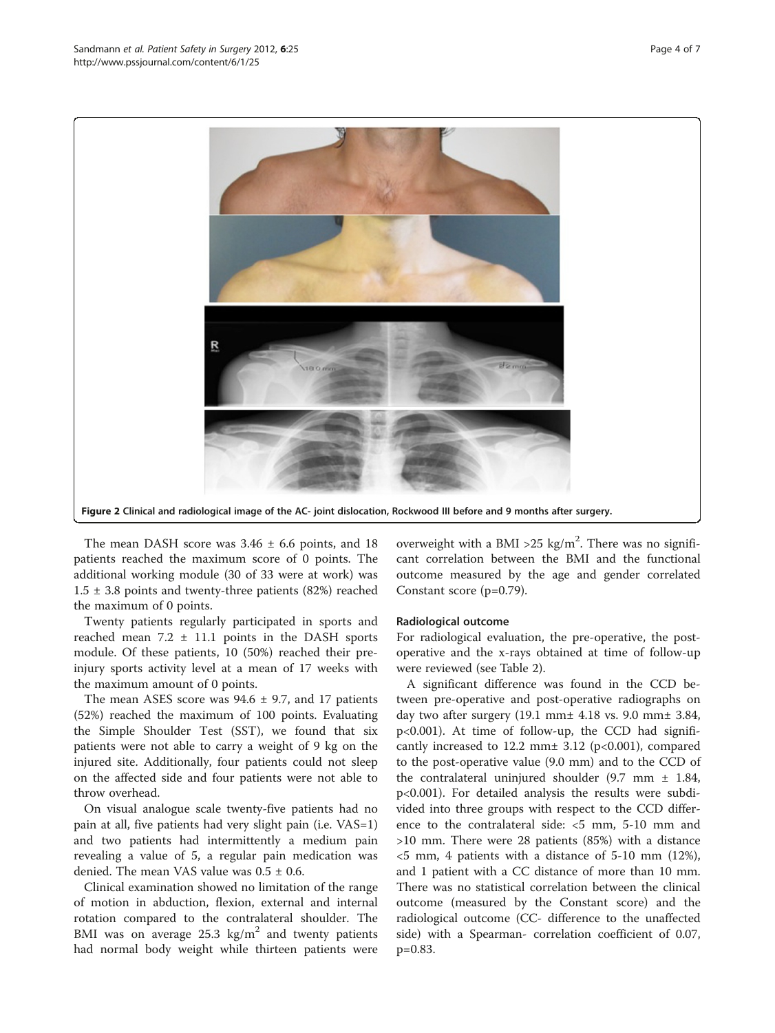Figure 2 Clinical and radiological image of the AC- joint dislocation, Rockwood III before and 9 months after surgery.

The mean DASH score was $3.46 \pm 6.6$ points, and 18 patients reached the maximum score of 0 points. The additional working module (30 of 33 were at work) was $1.5 \pm 3.8$ points and twenty-three patients (82%) reached the maximum of 0 points.

Twenty patients regularly participated in sports and reached mean $7.2 \pm 11.1$ points in the DASH sports module. Of these patients, 10 (50%) reached their pre-injury sports activity level at a mean of 17 weeks with the maximum amount of 0 points.

The mean ASES score was $94.6 \pm 9.7$, and 17 patients (52%) reached the maximum of 100 points. Evaluating the Simple Shoulder Test (SST), we found that six patients were not able to carry a weight of 9 kg on the injured site. Additionally, four patients could not sleep on the affected side and four patients were not able to throw overhead.

On visual analogue scale twenty-five patients had no pain at all, five patients had very slight pain (i.e. VAS=1) and two patients had intermittently a medium pain revealing a value of 5, a regular pain medication was denied. The mean VAS value was $0.5 \pm 0.6$.

Clinical examination showed no limitation of the range of motion in abduction, flexion, external and internal rotation compared to the contralateral shoulder. The BMI was on average 25.3 $kg/m^2$ and twenty patients had normal body weight while thirteen patients were overweight with a BMI >25 $kg/m^2$. There was no significant correlation between the BMI and the functional outcome measured by the age and gender correlated Constant score ($p=0.79$).

### Radiological outcome

For radiological evaluation, the pre-operative, the post-operative and the x-rays obtained at time of follow-up were reviewed (see Table 2).

A significant difference was found in the CCD between pre-operative and post-operative radiographs on day two after surgery (19.1 mm± 4.18 vs. 9.0 mm± 3.84, $p<0.001$). At time of follow-up, the CCD had significantly increased to 12.2 mm± 3.12 ($p<0.001$), compared to the post-operative value (9.0 mm) and to the CCD of the contralateral uninjured shoulder (9.7 mm ± 1.84, $p<0.001$). For detailed analysis the results were subdivided into three groups with respect to the CCD difference to the contralateral side: <5 mm, 5-10 mm and >10 mm. There were 28 patients (85%) with a distance <5 mm, 4 patients with a distance of 5-10 mm (12%), and 1 patient with a CC distance of more than 10 mm. There was no statistical correlation between the clinical outcome (measured by the Constant score) and the radiological outcome (CC- difference to the unaffected side) with a Spearman- correlation coefficient of 0.07, $p=0.83$.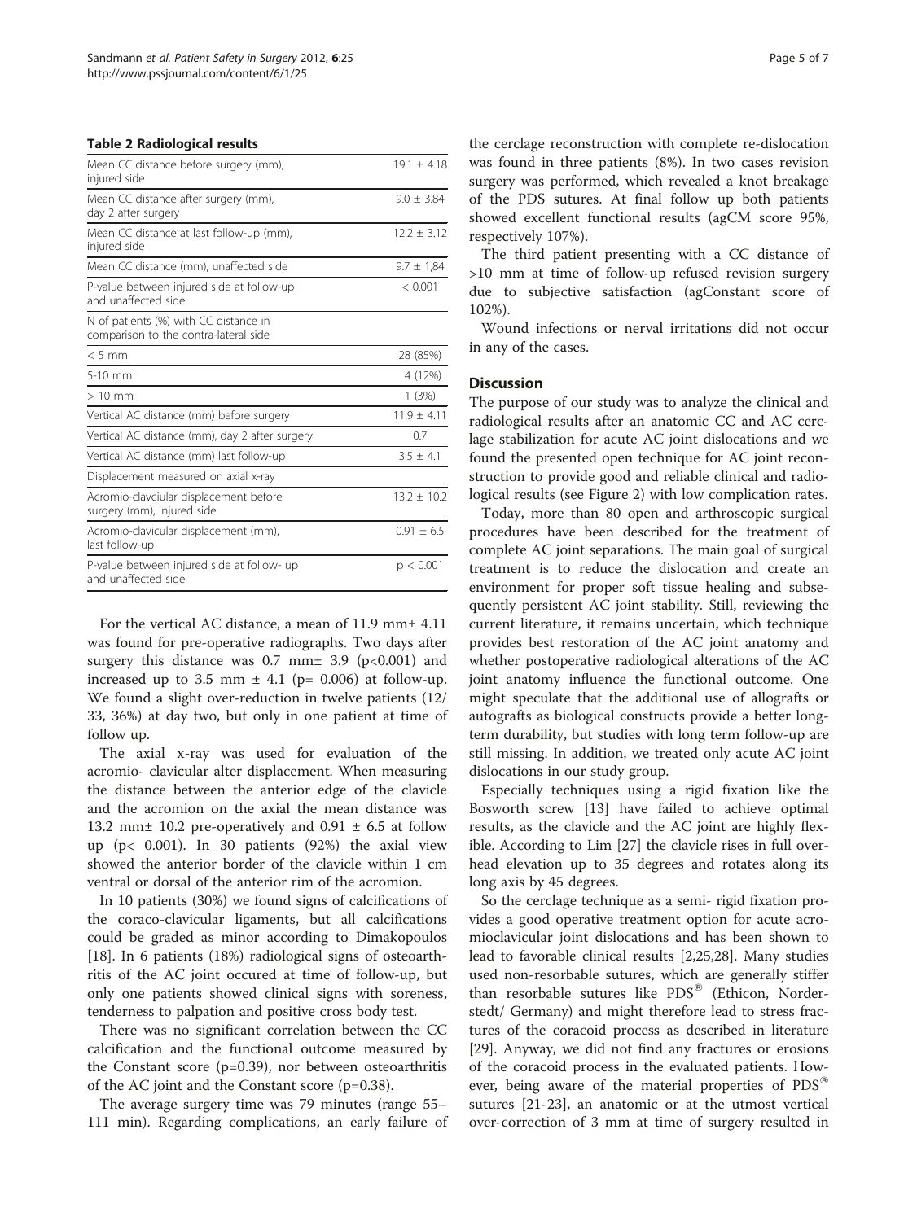**Table 2 Radiological results**

| | |
|---|---|
| Mean CC distance before surgery (mm), injured side | 19.1 ± 4.18 |
| Mean CC distance after surgery (mm), day 2 after surgery | 9.0 ± 3.84 |
| Mean CC distance at last follow-up (mm), injured side | 12.2 ± 3.12 |
| Mean CC distance (mm), unaffected side | 9.7 ± 1,84 |
| P-value between injured side at follow-up and unaffected side | < 0.001 |
| N of patients (%) with CC distance in comparison to the contra-lateral side | |
| < 5 mm | 28 (85%) |
| 5-10 mm | 4 (12%) |
| > 10 mm | 1 (3%) |
| Vertical AC distance (mm) before surgery | 11.9 ± 4.11 |
| Vertical AC distance (mm), day 2 after surgery | 0.7 |
| Vertical AC distance (mm) last follow-up | 3.5 ± 4.1 |
| Displacement measured on axial x-ray | |
| Acromio-clavciular displacement before surgery (mm), injured side | 13.2 ± 10.2 |
| Acromio-clavicular displacement (mm), last follow-up | 0.91 ± 6.5 |
| P-value between injured side at follow- up and unaffected side | p < 0.001 |

For the vertical AC distance, a mean of 11.9 mm± 4.11 was found for pre-operative radiographs. Two days after surgery this distance was 0.7 mm± 3.9 ($p<0.001$) and increased up to 3.5 mm ± 4.1 ($p= 0.006$) at follow-up. We found a slight over-reduction in twelve patients (12/33, 36%) at day two, but only in one patient at time of follow up.

The axial x-ray was used for evaluation of the acromio- clavicular alter displacement. When measuring the distance between the anterior edge of the clavicle and the acromion on the axial the mean distance was 13.2 mm± 10.2 pre-operatively and 0.91 ± 6.5 at follow up ($p< 0.001$). In 30 patients (92%) the axial view showed the anterior border of the clavicle within 1 cm ventral or dorsal of the anterior rim of the acromion.

In 10 patients (30%) we found signs of calcifications of the coraco-clavicular ligaments, but all calcifications could be graded as minor according to Dimakopoulos [18]. In 6 patients (18%) radiological signs of osteoarthritis of the AC joint occured at time of follow-up, but only one patients showed clinical signs with soreness, tenderness to palpation and positive cross body test.

There was no significant correlation between the CC calcification and the functional outcome measured by the Constant score ($p=0.39$), nor between osteoarthritis of the AC joint and the Constant score ($p=0.38$).

The average surgery time was 79 minutes (range 55–111 min). Regarding complications, an early failure of the cerclage reconstruction with complete re-dislocation was found in three patients (8%). In two cases revision surgery was performed, which revealed a knot breakage of the PDS sutures. At final follow up both patients showed excellent functional results (agCM score 95%, respectively 107%).

The third patient presenting with a CC distance of >10 mm at time of follow-up refused revision surgery due to subjective satisfaction (agConstant score of 102%).

Wound infections or nerval irritations did not occur in any of the cases.

## Discussion

The purpose of our study was to analyze the clinical and radiological results after an anatomic CC and AC cerclage stabilization for acute AC joint dislocations and we found the presented open technique for AC joint reconstruction to provide good and reliable clinical and radiological results (see Figure 2) with low complication rates.

Today, more than 80 open and arthroscopic surgical procedures have been described for the treatment of complete AC joint separations. The main goal of surgical treatment is to reduce the dislocation and create an environment for proper soft tissue healing and subsequently persistent AC joint stability. Still, reviewing the current literature, it remains uncertain, which technique provides best restoration of the AC joint anatomy and whether postoperative radiological alterations of the AC joint anatomy influence the functional outcome. One might speculate that the additional use of allografts or autografts as biological constructs provide a better long-term durability, but studies with long term follow-up are still missing. In addition, we treated only acute AC joint dislocations in our study group.

Especially techniques using a rigid fixation like the Bosworth screw [13] have failed to achieve optimal results, as the clavicle and the AC joint are highly flexible. According to Lim [27] the clavicle rises in full overhead elevation up to 35 degrees and rotates along its long axis by 45 degrees.

So the cerclage technique as a semi- rigid fixation provides a good operative treatment option for acute acromioclavicular joint dislocations and has been shown to lead to favorable clinical results [2,25,28]. Many studies used non-resorbable sutures, which are generally stiffer than resorbable sutures like PDS® (Ethicon, Norderstedt/ Germany) and might therefore lead to stress fractures of the coracoid process as described in literature [29]. Anyway, we did not find any fractures or erosions of the coracoid process in the evaluated patients. However, being aware of the material properties of PDS® sutures [21-23], an anatomic or at the utmost vertical over-correction of 3 mm at time of surgery resulted in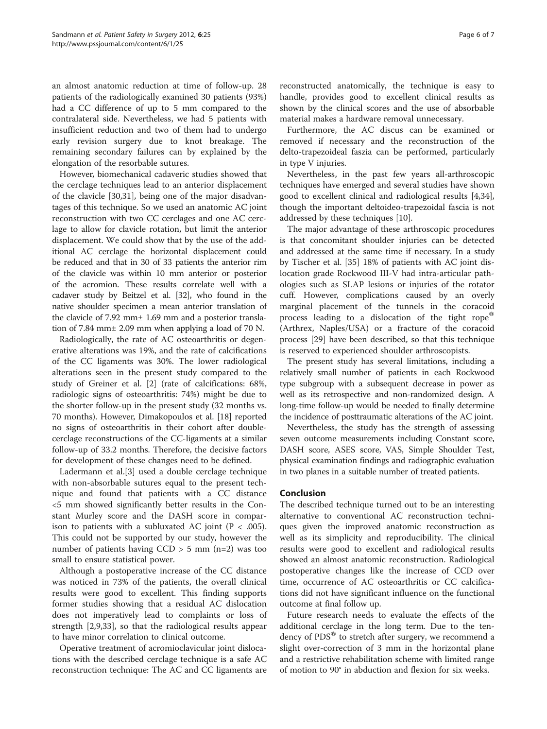an almost anatomic reduction at time of follow-up. 28 patients of the radiologically examined 30 patients (93%) had a CC difference of up to 5 mm compared to the contralateral side. Nevertheless, we had 5 patients with insufficient reduction and two of them had to undergo early revision surgery due to knot breakage. The remaining secondary failures can by explained by the elongation of the resorbable sutures.

However, biomechanical cadaveric studies showed that the cerclage techniques lead to an anterior displacement of the clavicle [30,31], being one of the major disadvantages of this technique. So we used an anatomic AC joint reconstruction with two CC cerclages and one AC cerclage to allow for clavicle rotation, but limit the anterior displacement. We could show that by the use of the additional AC cerclage the horizontal displacement could be reduced and that in 30 of 33 patients the anterior rim of the clavicle was within 10 mm anterior or posterior of the acromion. These results correlate well with a cadaver study by Beitzel et al. [32], who found in the native shoulder specimen a mean anterior translation of the clavicle of 7.92 mm± 1.69 mm and a posterior translation of 7.84 mm± 2.09 mm when applying a load of 70 N.

Radiologically, the rate of AC osteoarthritis or degenerative alterations was 19%, and the rate of calcifications of the CC ligaments was 30%. The lower radiological alterations seen in the present study compared to the study of Greiner et al. [2] (rate of calcifications: 68%, radiologic signs of osteoarthritis: 74%) might be due to the shorter follow-up in the present study (32 months vs. 70 months). However, Dimakopoulos et al. [18] reported no signs of osteoarthritis in their cohort after double-cerclage reconstructions of the CC-ligaments at a similar follow-up of 33.2 months. Therefore, the decisive factors for development of these changes need to be defined.

Ladermann et al.[3] used a double cerclage technique with non-absorbable sutures equal to the present technique and found that patients with a CC distance <5 mm showed significantly better results in the Constant Murley score and the DASH score in comparison to patients with a subluxated AC joint ($P < .005$). This could not be supported by our study, however the number of patients having CCD > 5 mm (n=2) was too small to ensure statistical power.

Although a postoperative increase of the CC distance was noticed in 73% of the patients, the overall clinical results were good to excellent. This finding supports former studies showing that a residual AC dislocation does not imperatively lead to complaints or loss of strength [2,9,33], so that the radiological results appear to have minor correlation to clinical outcome.

Operative treatment of acromioclavicular joint dislocations with the described cerclage technique is a safe AC reconstruction technique: The AC and CC ligaments are reconstructed anatomically, the technique is easy to handle, provides good to excellent clinical results as shown by the clinical scores and the use of absorbable material makes a hardware removal unnecessary.

Furthermore, the AC discus can be examined or removed if necessary and the reconstruction of the delto-trapezoideal faszia can be performed, particularly in type V injuries.

Nevertheless, in the past few years all-arthroscopic techniques have emerged and several studies have shown good to excellent clinical and radiological results [4,34], though the important deltoideo-trapezoidal fascia is not addressed by these techniques [10].

The major advantage of these arthroscopic procedures is that concomitant shoulder injuries can be detected and addressed at the same time if necessary. In a study by Tischer et al. [35] 18% of patients with AC joint dislocation grade Rockwood III-V had intra-articular pathologies such as SLAP lesions or injuries of the rotator cuff. However, complications caused by an overly marginal placement of the tunnels in the coracoid process leading to a dislocation of the tight rope® (Arthrex, Naples/USA) or a fracture of the coracoid process [29] have been described, so that this technique is reserved to experienced shoulder arthroscopists.

The present study has several limitations, including a relatively small number of patients in each Rockwood type subgroup with a subsequent decrease in power as well as its retrospective and non-randomized design. A long-time follow-up would be needed to finally determine the incidence of posttraumatic alterations of the AC joint.

Nevertheless, the study has the strength of assessing seven outcome measurements including Constant score, DASH score, ASES score, VAS, Simple Shoulder Test, physical examination findings and radiographic evaluation in two planes in a suitable number of treated patients.

## Conclusion

The described technique turned out to be an interesting alternative to conventional AC reconstruction techniques given the improved anatomic reconstruction as well as its simplicity and reproducibility. The clinical results were good to excellent and radiological results showed an almost anatomic reconstruction. Radiological postoperative changes like the increase of CCD over time, occurrence of AC osteoarthritis or CC calcifications did not have significant influence on the functional outcome at final follow up.

Future research needs to evaluate the effects of the additional cerclage in the long term. Due to the tendency of PDS® to stretch after surgery, we recommend a slight over-correction of 3 mm in the horizontal plane and a restrictive rehabilitation scheme with limited range of motion to 90° in abduction and flexion for six weeks.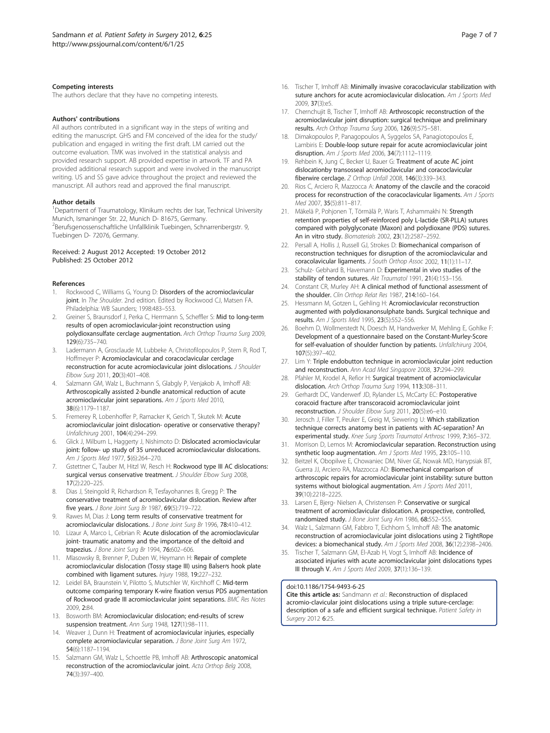### Competing interests

The authors declare that they have no competing interests.

### Authors' contributions

All authors contributed in a significant way in the steps of writing and editing the manuscript. GHS and FM conceived of the idea for the study/publication and engaged in writing the first draft. LM carried out the outcome evaluation. TMK was involved in the statistical analysis and provided research support. AB provided expertise in artwork. TF and PA provided additional research support and were involved in the manuscript writing. US and SS gave advice throughout the project and reviewed the manuscript. All authors read and approved the final manuscript.

### Author details

[1]Department of Traumatology, Klinikum rechts der Isar, Technical University Munich, Ismaninger Str. 22, Munich D- 81675, Germany. [2]Berufsgenossenschaftliche Unfallklinik Tuebingen, Schnarrenbergstr. 9, Tuebingen D- 72076, Germany.

Received: 2 August 2012 Accepted: 19 October 2012
Published: 25 October 2012

### References

1. Rockwood C, Williams G, Young D: **Disorders of the acromioclavicular joint**. In *The Shoulder*. 2nd edition. Edited by Rockwood CJ, Matsen FA. Philadelphia: WB Saunders; 1998:483–553.
2. Greiner S, Braunsdorf J, Perka C, Herrmann S, Scheffler S: **Mid to long-term results of open acromioclavicular-joint reconstruction using polydioxansulfate cerclage augmentation.** *Arch Orthop Trauma Surg* 2009, **129**(6):735–740.
3. Ladermann A, Grosclaude M, Lubbeke A, Christofilopoulos P, Stern R, Rod T, Hoffmeyer P: **Acromioclavicular and coracoclavicular cerclage reconstruction for acute acromioclavicular joint dislocations.** *J Shoulder Elbow Surg* 2011, **20**(3):401–408.
4. Salzmann GM, Walz L, Buchmann S, Glabgly P, Venjakob A, Imhoff AB: **Arthroscopically assisted 2-bundle anatomical reduction of acute acromioclavicular joint separations.** *Am J Sports Med* 2010, **38**(6):1179–1187.
5. Fremerey R, Lobenhoffer P, Ramacker K, Gerich T, Skutek M: **Acute acromioclavicular joint dislocation- operative or conservative therapy?** *Unfallchirurg* 2001, **104**(4):294–299.
6. Glick J, Milburn L, Haggerty J, Nishimoto D: **Dislocated acromioclavicular joint: follow- up study of 35 unreduced acromioclavicular dislocations.** *Am J Sports Med* 1977, **5**(6):264–270.
7. Gstettner C, Tauber M, Hitzl W, Resch H: **Rockwood type III AC dislocations: surgical versus conservative treatment.** *J Shoulder Elbow Surg* 2008, **17**(2):220–225.
8. Dias J, Steingold R, Richardson R, Tesfayohannes B, Gregg P: **The conservative treatment of acromioclavicular dislocation. Review after five years.** *J Bone Joint Surg Br* 1987, **69**(5):719–722.
9. Rawes M, Dias J: **Long term results of conservative treatment for acromioclavicular dislocations.** *J Bone Joint Surg Br* 1996, **78:**410–412.
10. Lizaur A, Marco L, Cebrian R: **Acute dislocation of the acromioclavicular joint- traumatic anatomy and the importance of the deltoid and trapezius.** *J Bone Joint Surg Br* 1994, **76:**602–606.
11. Mlasowsky B, Brenner P, Duben W, Heymann H: **Repair of complete acromioclavicular dislocation (Tossy stage III) using Balser's hook plate combined with ligament sutures.** *Injury* 1988, **19:**227–232.
12. Leidel BA, Braunstein V, Pilotto S, Mutschler W, Kirchhoff C: **Mid-term outcome comparing temporary K-wire fixation versus PDS augmentation of Rockwood grade III acromioclavicular joint separations.** *BMC Res Notes* 2009, **2:**84.
13. Bosworth BM: **Acromioclavicular dislocation; end-results of screw suspension treatment.** *Ann Surg* 1948, **127**(1):98–111.
14. Weaver J, Dunn H: **Treatment of acromioclavicular injuries, especially complete acromioclavicular separation.** *J Bone Joint Surg Am* 1972, **54**(6):1187–1194.
15. Salzmann GM, Walz L, Schoettle PB, Imhoff AB: **Arthroscopic anatomical reconstruction of the acromioclavicular joint.** *Acta Orthop Belg* 2008, **74**(3):397–400.
16. Tischer T, Imhoff AB: **Minimally invasive coracoclavicular stabilization with suture anchors for acute acromioclavicular dislocation.** *Am J Sports Med* 2009, **37**(3):e5.
17. Chernchujit B, Tischer T, Imhoff AB: **Arthroscopic reconstruction of the acromioclavicular joint disruption: surgical technique and preliminary results.** *Arch Orthop Trauma Surg* 2006, **126**(9):575–581.
18. Dimakopoulos P, Panagopoulos A, Syggelos SA, Panagiotopoulos E, Lambiris E: **Double-loop suture repair for acute acromioclavicular joint disruption.** *Am J Sports Med* 2006, **34**(7):1112–1119.
19. Rehbein K, Jung C, Becker U, Bauer G: **Treatment of acute AC joint dislocationby transosseal acromioclavicular and coracoclavicular fiberwire cerclage.** *Z Orthop Unfall* 2008, **146**(3):339–343.
20. Rios C, Arciero R, Mazzocca A: **Anatomy of the clavicle and the coracoid process for reconstruction of the coracoclavicular ligaments.** *Am J Sports Med* 2007, **35**(5):811–817.
21. Mäkelä P, Pohjonen T, Törmälä P, Waris T, Ashammakhi N: **Strength retention properties of self-reinforced poly L-lactide (SR-PLLA) sutures compared with polyglyconate (Maxon) and polydioxane (PDS) sutures. An in vitro study.** *Biomaterials* 2002, **23**(12):2587–2592.
22. Persall A, Hollis J, Russell GJ, Strokes D: **Biomechanical comparison of reconstruction techniques for disruption of the acromioclavicular and coracolavicular ligaments.** *J South Orthop Assoc* 2002, **11**(1):11–17.
23. Schulz- Gebhard B, Havemann D: **Experimental in vivo studies of the stability of tendon sutures.** *Akt Traumatol* 1991, **21**(4):153–156.
24. Constant CR, Murley AH: **A clinical method of functional assessment of the shoulder.** *Clin Orthop Relat Res* 1987, **214:**160–164.
25. Hessmann M, Gotzen L, Gehling H: **Acromioclavicular reconstruction augmented with polydioxanonsulphate bands. Surgical technique and results.** *Am J Sports Med* 1995, **23**(5):552–556.
26. Boehm D, Wollmerstedt N, Doesch M, Handwerker M, Mehling E, Gohlke F: **Development of a questionnaire based on the Constant-Murley-Score for self-evaluation of shoulder function by patients.** *Unfallchirurg* 2004, **107**(5):397–402.
27. Lim Y: **Triple endobutton technique in acromioclavicular joint reduction and reconstruction.** *Ann Acad Med Singapore* 2008, **37:**294–299.
28. Pfahler M, Krodel A, Refior H: **Surgical treatment of acromioclavicular dislocation.** *Arch Orthop Trauma Surg* 1994, **113:**308–311.
29. Gerhardt DC, Vanderwerf JD, Rylander LS, McCarty EC: **Postoperative coracoid fracture after transcoracoid acromioclavicular joint reconstruction.** *J Shoulder Elbow Surg* 2011, **20**(5):e6–e10.
30. Jerosch J, Filler T, Peuker E, Greig M, Siewering U: **Which stabilization technique corrects anatomy best in patients with AC-separation? An experimental study.** *Knee Surg Sports Traumatol Arthrosc* 1999, **7:**365–372.
31. Morrison D, Lemos M: **Acromioclavicular separation. Reconstruction using synthetic loop augmentation.** *Am J Sports Med* 1995, **23:**105–110.
32. Beitzel K, Obopilwe E, Chowaniec DM, Niver GE, Nowak MD, Hanypsiak BT, Guerra JJ, Arciero RA, Mazzocca AD: **Biomechanical comparison of arthroscopic repairs for acromioclavicular joint instability: suture button systems without biological augmentation.** *Am J Sports Med* 2011, **39**(10):2218–2225.
33. Larsen E, Bjerg- Nielsen A, Christensen P: **Conservative or surgical treatment of acromioclavicular dislocation. A prospective, controlled, randomized study.** *J Bone Joint Surg Am* 1986, **68:**552–555.
34. Walz L, Salzmann GM, Fabbro T, Eichhorn S, Imhoff AB: **The anatomic reconstruction of acromioclavicular joint dislocations using 2 TightRope devices: a biomechanical study.** *Am J Sports Med* 2008, **36**(12):2398–2406.
35. Tischer T, Salzmann GM, El-Azab H, Vogt S, Imhoff AB: **Incidence of associated injuries with acute acromioclavicular joint dislocations types III through V.** *Am J Sports Med* 2009, **37**(1):136–139.

doi:10.1186/1754-9493-6-25

**Cite this article as:** Sandmann *et al.*: Reconstruction of displaced acromio-clavicular joint dislocations using a triple suture-cerclage: description of a safe and efficient surgical technique. *Patient Safety in Surgery* 2012 **6**:25.